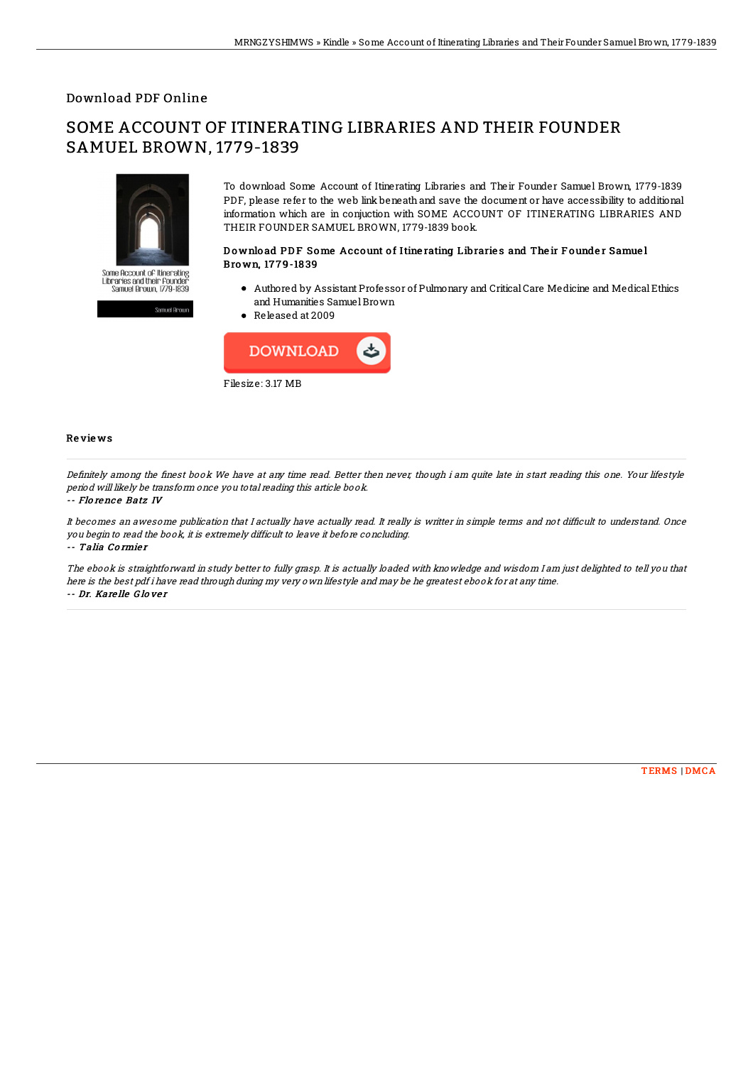Download PDF Online

# SOME ACCOUNT OF ITINERATING LIBRARIES AND THEIR FOUNDER SAMUEL BROWN, 1779-1839

To download Some Account of Itinerating Libraries and Their Founder Samuel Brown, 1779-1839 PDF, please refer to the web link beneath and save the document or have accessibility to additional information which are in conjuction with SOME ACCOUNT OF ITINERATING LIBRARIES AND THEIR FOUNDER SAMUEL BROWN, 1779-1839 book.

### Download PDF Some Account of Itinerating Libraries and Their Founder Samuel Brown, 1779-1839

- Authored by Assistant Professor of Pulmonary and Critical Care Medicine and Medical Ethics and Humanities Samuel Brown
- Released at 2009

DOWNLOAD

Filesize: 3.17 MB

## Reviews

*Definitely among the finest book We have at any time read. Better then never, though i am quite late in start reading this one. Your lifestyle period will likely be transform once you total reading this article book.*

-- *Florence Batz IV*

*It becomes an awesome publication that I actually have actually read. It really is writter in simple terms and not difficult to understand. Once you begin to read the book, it is extremely difficult to leave it before concluding.*

-- *Talia Cormier*

*The ebook is straightforward in study better to fully grasp. It is actually loaded with knowledge and wisdom I am just delighted to tell you that here is the best pdf i have read through during my very own lifestyle and may be he greatest ebook for at any time.*

-- *Dr. Karelle Glover*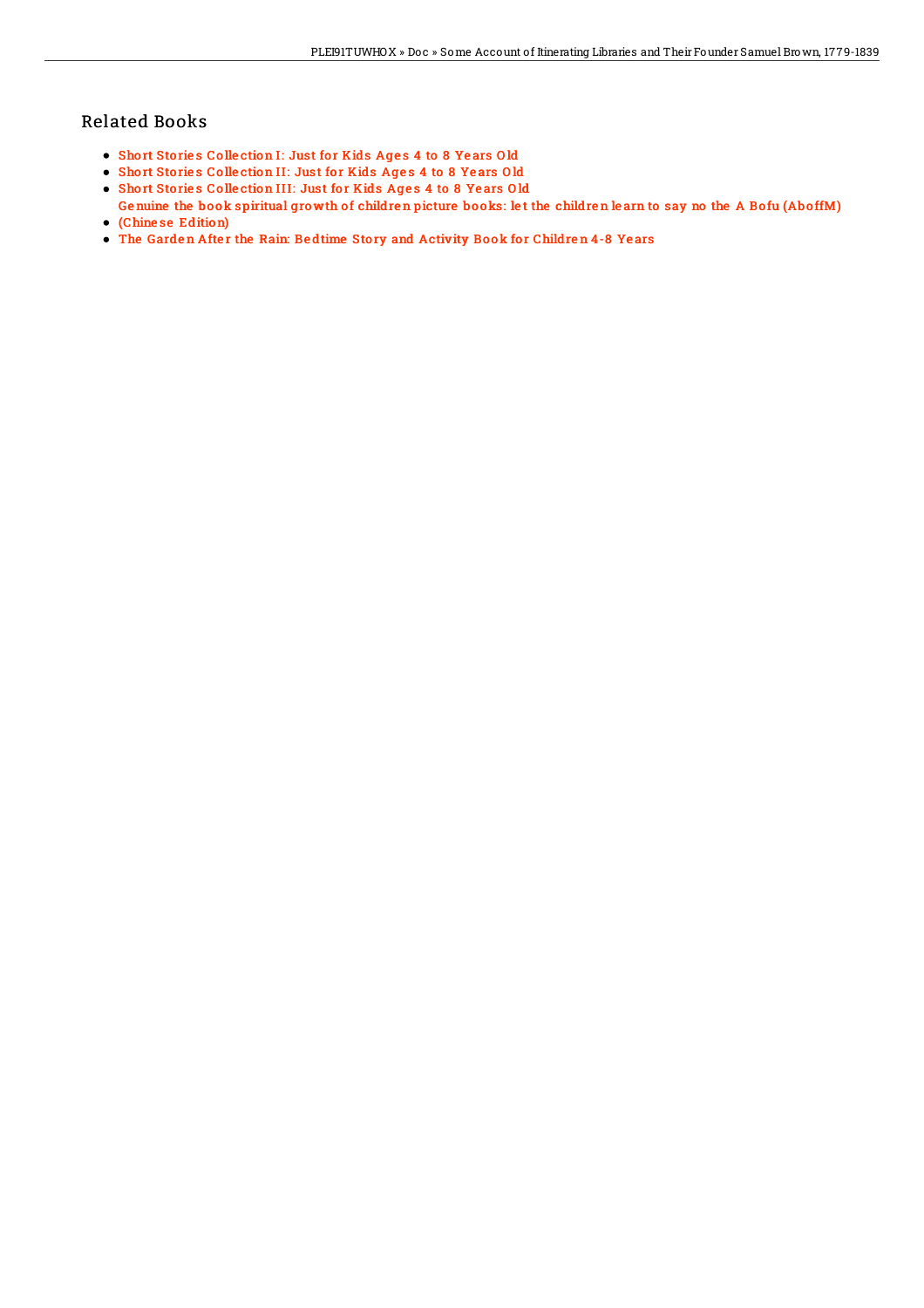## Related Books

- Short Stories Collection I: Just for Kids Ages 4 to 8 Years Old
- Short Stories Collection II: Just for Kids Ages 4 to 8 Years Old
- Short Stories Collection III: Just for Kids Ages 4 to 8 Years Old
- Genuine the book spiritual growth of children picture books: let the children learn to say no the A Bofu (AboffM) (Chinese Edition)
- The Garden After the Rain: Bedtime Story and Activity Book for Children 4-8 Years